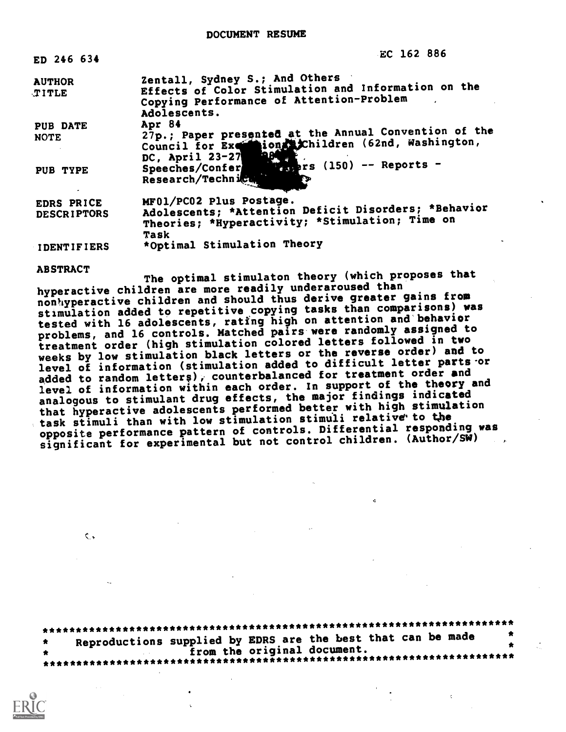DOCUMENT RESUME

| | |
|---|---|
| ED 246 634 | EC 162 886 |
| AUTHOR | Zentall, Sydney S.; And Others |
| TITLE | Effects of Color Stimulation and Information on the Copying Performance of Attention-Problem Adolescents. |
| PUB DATE | Apr 84 |
| NOTE | 27p.; Paper presented at the Annual Convention of the Council for Exceptional Children (62nd, Washington, DC, April 23-27, 1984). |
| PUB TYPE | Speeches/Conference Papers (150) -- Reports - Research/Technical (143) |
| EDRS PRICE | MF01/PC02 Plus Postage. |
| DESCRIPTORS | Adolescents; *Attention Deficit Disorders; *Behavior Theories; *Hyperactivity; *Stimulation; Time on Task |
| IDENTIFIERS | *Optimal Stimulation Theory |

ABSTRACT

The optimal stimulaton theory (which proposes that hyperactive children are more readily underaroused than nonhyperactive children and should thus derive greater gains from stimulation added to repetitive copying tasks than comparisons) was tested with 16 adolescents, rating high on attention and behavior problems, and 16 controls. Matched pairs were randomly assigned to treatment order (high stimulation colored letters followed in two weeks by low stimulation black letters or the reverse order) and to level of information (stimulation added to difficult letter parts or added to random letters), counterbalanced for treatment order and level of information within each order. In support of the theory and analogous to stimulant drug effects, the major findings indicated that hyperactive adolescents performed better with high stimulation task stimuli than with low stimulation stimuli relative to the opposite performance pattern of controls. Differential responding was significant for experimental but not control children. (Author/SW)

***********************************************************************
* Reproductions supplied by EDRS are the best that can be made *
* from the original document. *
***********************************************************************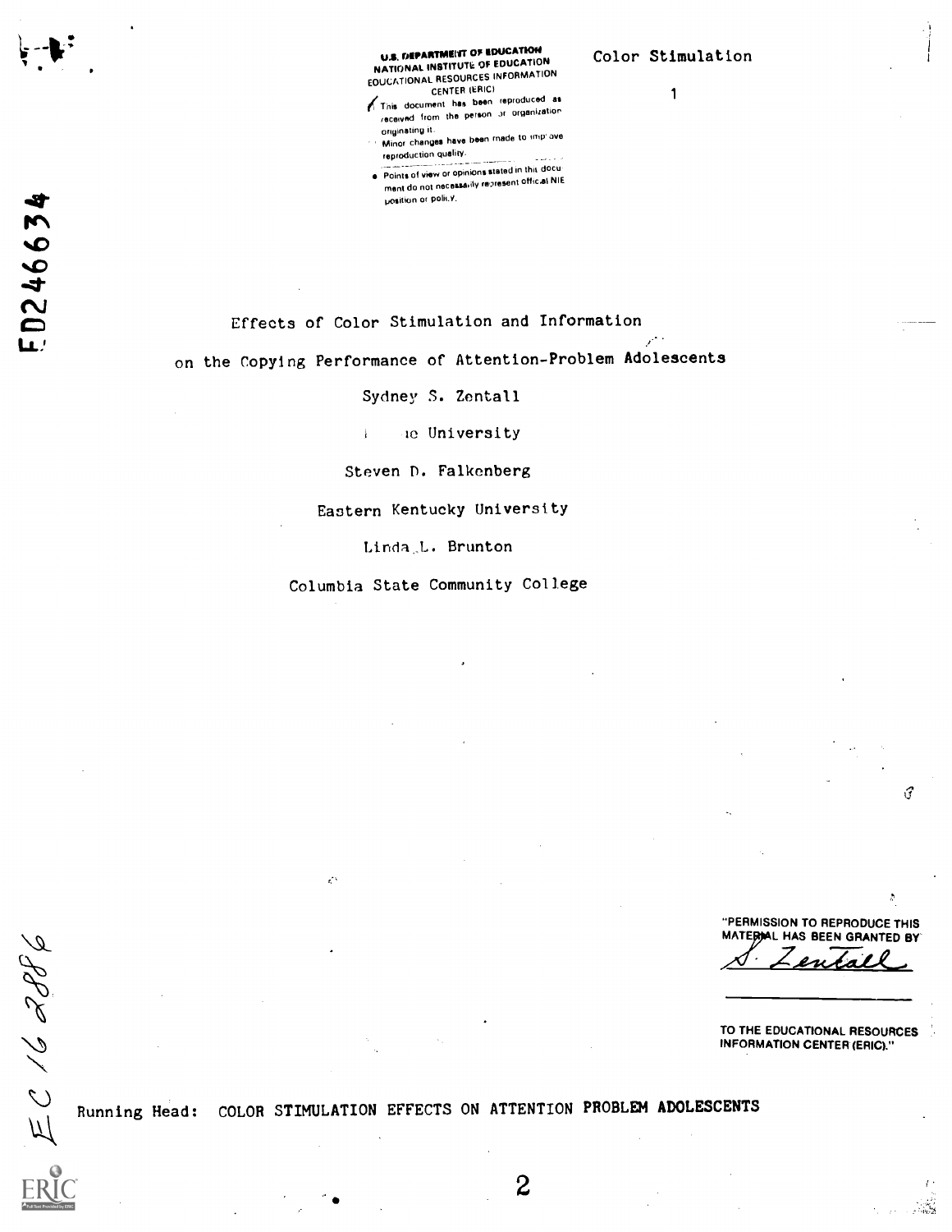U.S. DEPARTMENT OF EDUCATION
NATIONAL INSTITUTE OF EDUCATION
EDUCATIONAL RESOURCES INFORMATION CENTER (ERIC)

- This document has been reproduced as received from the person or organization originating it.
- Minor changes have been made to improve reproduction quality.
- Points of view or opinions stated in this document do not necessarily represent official NIE position or policy.

ED246634

# Effects of Color Stimulation and Information on the Copying Performance of Attention-Problem Adolescents

Sydney S. Zentall

ie University

Steven D. Falkenberg

Eastern Kentucky University

Linda L. Brunton

Columbia State Community College

"PERMISSION TO REPRODUCE THIS MATERIAL HAS BEEN GRANTED BY S. Zentall

TO THE EDUCATIONAL RESOURCES INFORMATION CENTER (ERIC)."

EC 162886

Running Head: COLOR STIMULATION EFFECTS ON ATTENTION PROBLEM ADOLESCENTS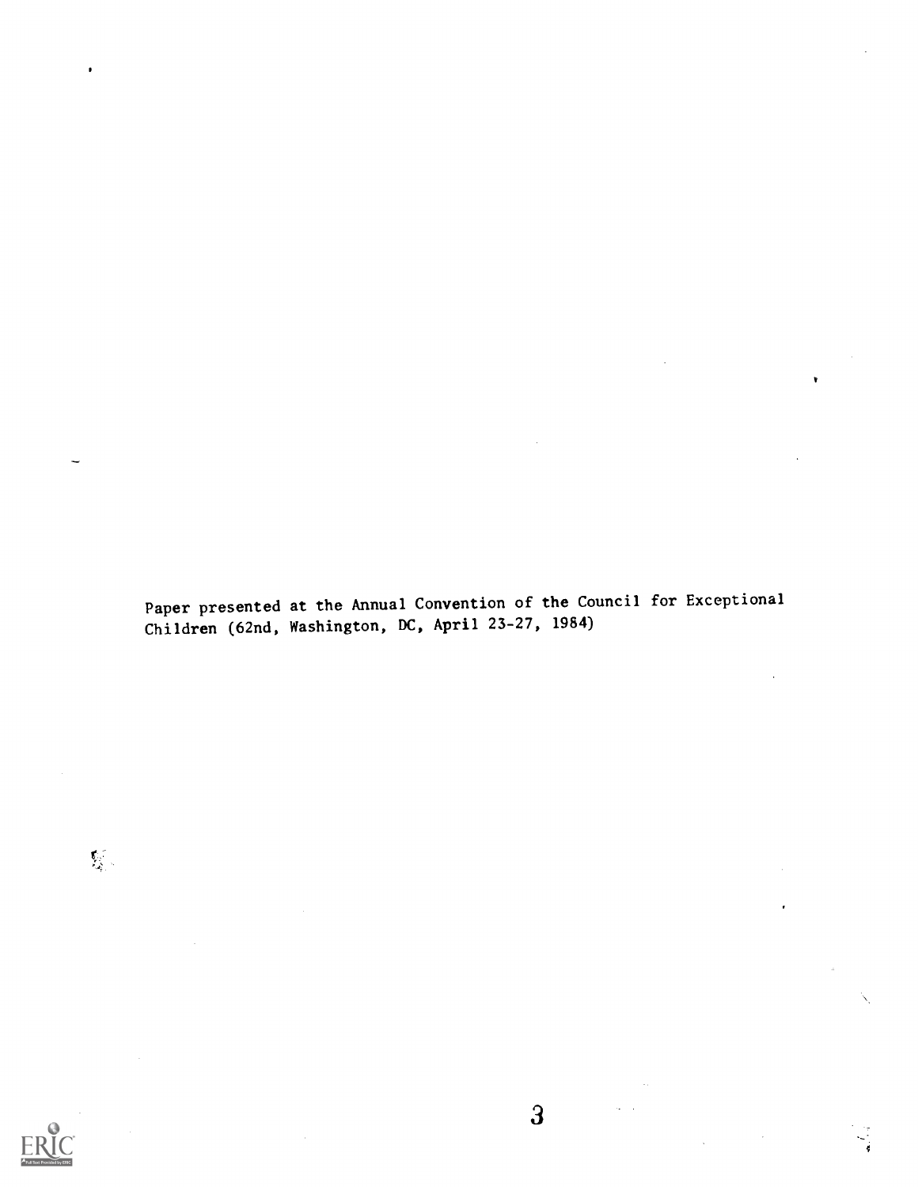Paper presented at the Annual Convention of the Council for Exceptional Children (62nd, Washington, DC, April 23-27, 1984)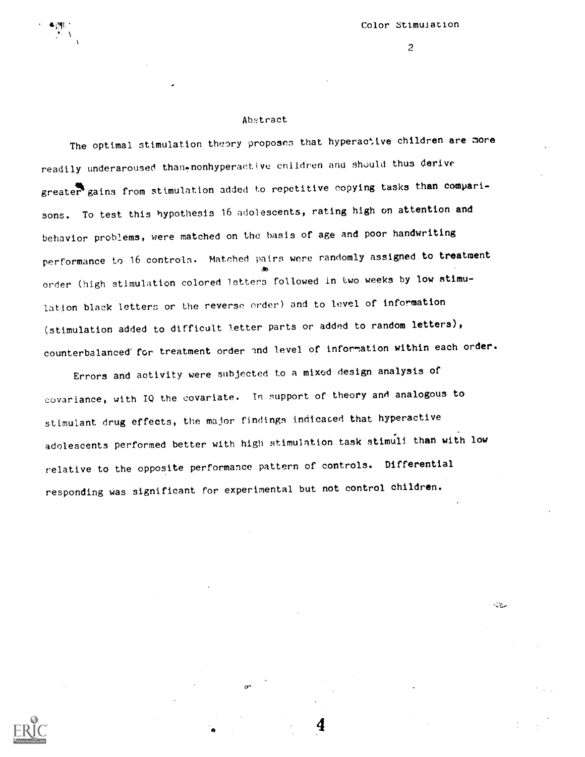## Abstract

The optimal stimulation theory proposes that hyperactive children are more readily underaroused than nonhyperactive children and should thus derive greater gains from stimulation added to repetitive copying tasks than comparisons. To test this hypothesis 16 adolescents, rating high on attention and behavior problems, were matched on the basis of age and poor handwriting performance to 16 controls. Matched pairs were randomly assigned to treatment order (high stimulation colored letters followed in two weeks by low stimulation black letters or the reverse order) and to level of information (stimulation added to difficult letter parts or added to random letters), counterbalanced for treatment order and level of information within each order.

Errors and activity were subjected to a mixed design analysis of covariance, with IQ the covariate. In support of theory and analogous to stimulant drug effects, the major findings indicated that hyperactive adolescents performed better with high stimulation task stimuli than with low relative to the opposite performance pattern of controls. Differential responding was significant for experimental but not control children.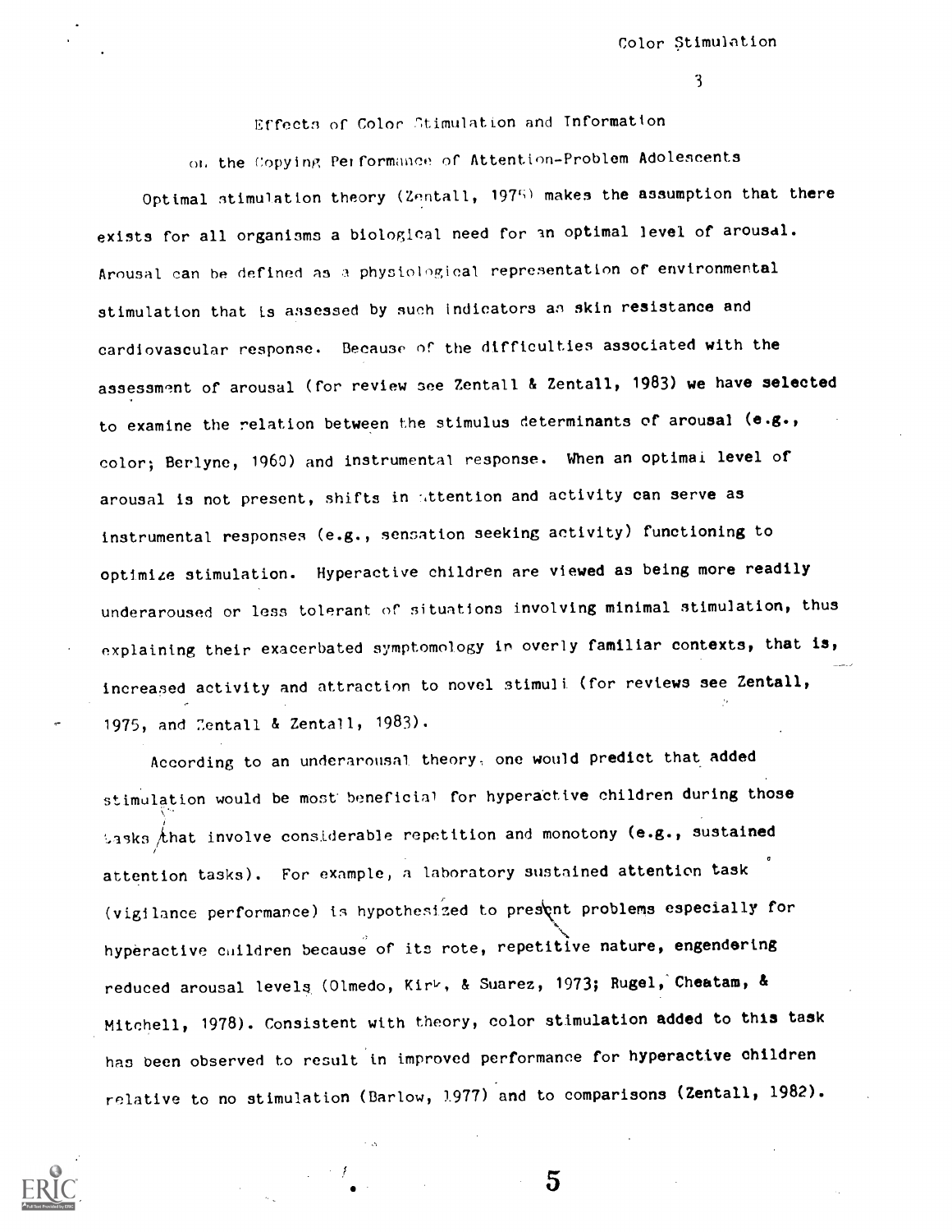# Effects of Color Stimulation and Information on the Copying Performance of Attention-Problem Adolescents

Optimal stimulation theory (Zentall, 1975) makes the assumption that there exists for all organisms a biological need for an optimal level of arousal. Arousal can be defined as a physiological representation of environmental stimulation that is assessed by such indicators as skin resistance and cardiovascular response. Because of the difficulties associated with the assessment of arousal (for review see Zentall & Zentall, 1983) we have selected to examine the relation between the stimulus determinants of arousal (e.g., color; Berlyne, 1960) and instrumental response. When an optimal level of arousal is not present, shifts in attention and activity can serve as instrumental responses (e.g., sensation seeking activity) functioning to optimize stimulation. Hyperactive children are viewed as being more readily underaroused or less tolerant of situations involving minimal stimulation, thus explaining their exacerbated symptomology in overly familiar contexts, that is, increased activity and attraction to novel stimuli (for reviews see Zentall, 1975, and Zentall & Zentall, 1983).

According to an underarousal theory, one would predict that added stimulation would be most beneficial for hyperactive children during those tasks that involve considerable repetition and monotony (e.g., sustained attention tasks). For example, a laboratory sustained attention task (vigilance performance) is hypothesized to present problems especially for hyperactive children because of its rote, repetitive nature, engendering reduced arousal levels (Olmedo, Kirk, & Suarez, 1973; Rugel, Cheatam, & Mitchell, 1978). Consistent with theory, color stimulation added to this task has been observed to result in improved performance for hyperactive children relative to no stimulation (Barlow, 1977) and to comparisons (Zentall, 1982).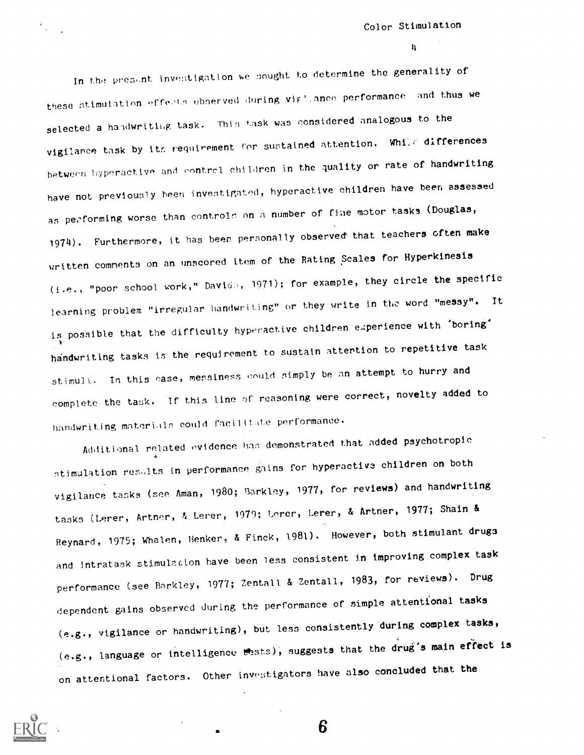In the present investigation we sought to determine the generality of these stimulation effects observed during vigilance performance and thus we selected a handwriting task. This task was considered analogous to the vigilance task by its requirement for sustained attention. While differences between hyperactive and control children in the quality or rate of handwriting have not previously been investigated, hyperactive children have been assessed as performing worse than controls on a number of fine motor tasks (Douglas, 1974). Furthermore, it has been personally observed that teachers often make written comments on an unscored item of the Rating Scales for Hyperkinesis (i.e., "poor school work," Davids, 1971); for example, they circle the specific learning problem "irregular handwriting" or they write in the word "messy". It is possible that the difficulty hyperactive children experience with 'boring' handwriting tasks is the requirement to sustain attention to repetitive task stimuli. In this case, messiness could simply be an attempt to hurry and complete the task. If this line of reasoning were correct, novelty added to handwriting materials could facilitate performance.

Additional related evidence has demonstrated that added psychotropic stimulation results in performance gains for hyperactive children on both vigilance tasks (see Aman, 1980; Barkley, 1977, for reviews) and handwriting tasks (Lerer, Artner, & Lerer, 1979; Lerer, Lerer, & Artner, 1977; Shain & Reynard, 1975; Whalen, Henker, & Finck, 1981). However, both stimulant drugs and intratask stimulation have been less consistent in improving complex task performance (see Barkley, 1977; Zentall & Zentall, 1983, for reviews). Drug dependent gains observed during the performance of simple attentional tasks (e.g., vigilance or handwriting), but less consistently during complex tasks, (e.g., language or intelligence tests), suggests that the drug's main effect is on attentional factors. Other investigators have also concluded that the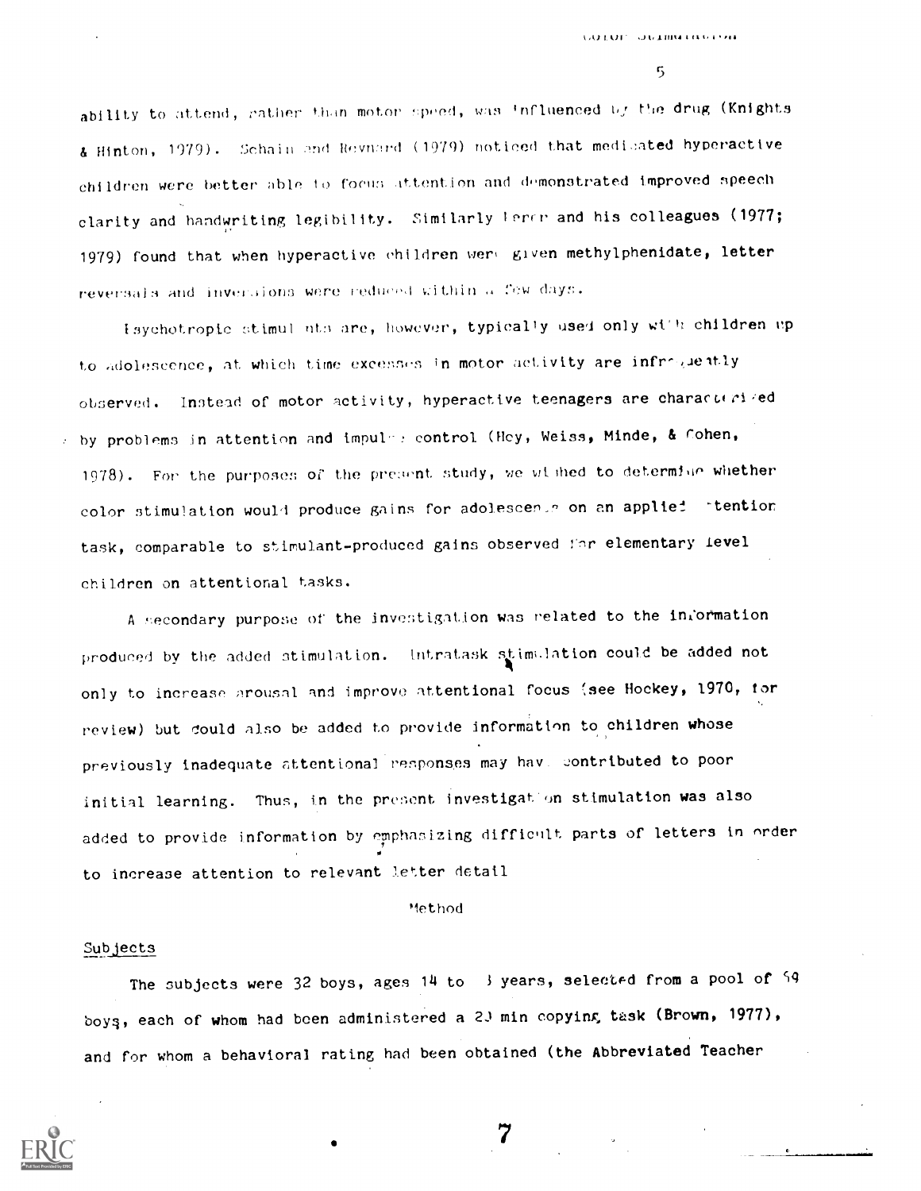ability to attend, rather than motor speed, was influenced by the drug (Knights & Hinton, 1979). Schain and Reynard (1979) noticed that medicated hyperactive children were better able to focus attention and demonstrated improved speech clarity and handwriting legibility. Similarly Lerer and his colleagues (1977; 1979) found that when hyperactive children were given methylphenidate, letter reversals and inversions were reduced within a few days.

Psychotropic stimulants are, however, typically used only with children up to adolescence, at which time excesses in motor activity are infrequently observed. Instead of motor activity, hyperactive teenagers are characterized by problems in attention and impulse control (Hoy, Weiss, Minde, & Cohen, 1978). For the purposes of the present study, we wished to determine whether color stimulation would produce gains for adolescents on an applied attention task, comparable to stimulant-produced gains observed for elementary level children on attentional tasks.

A secondary purpose of the investigation was related to the information produced by the added stimulation. Intratask stimulation could be added not only to increase arousal and improve attentional focus (see Hockey, 1970, for review) but could also be added to provide information to children whose previously inadequate attentional responses may have contributed to poor initial learning. Thus, in the present investigation stimulation was also added to provide information by emphasizing difficult parts of letters in order to increase attention to relevant letter detail

Method

## Subjects

The subjects were 32 boys, ages 14 to 3 years, selected from a pool of 59 boys, each of whom had been administered a 20 min copying task (Brown, 1977), and for whom a behavioral rating had been obtained (the Abbreviated Teacher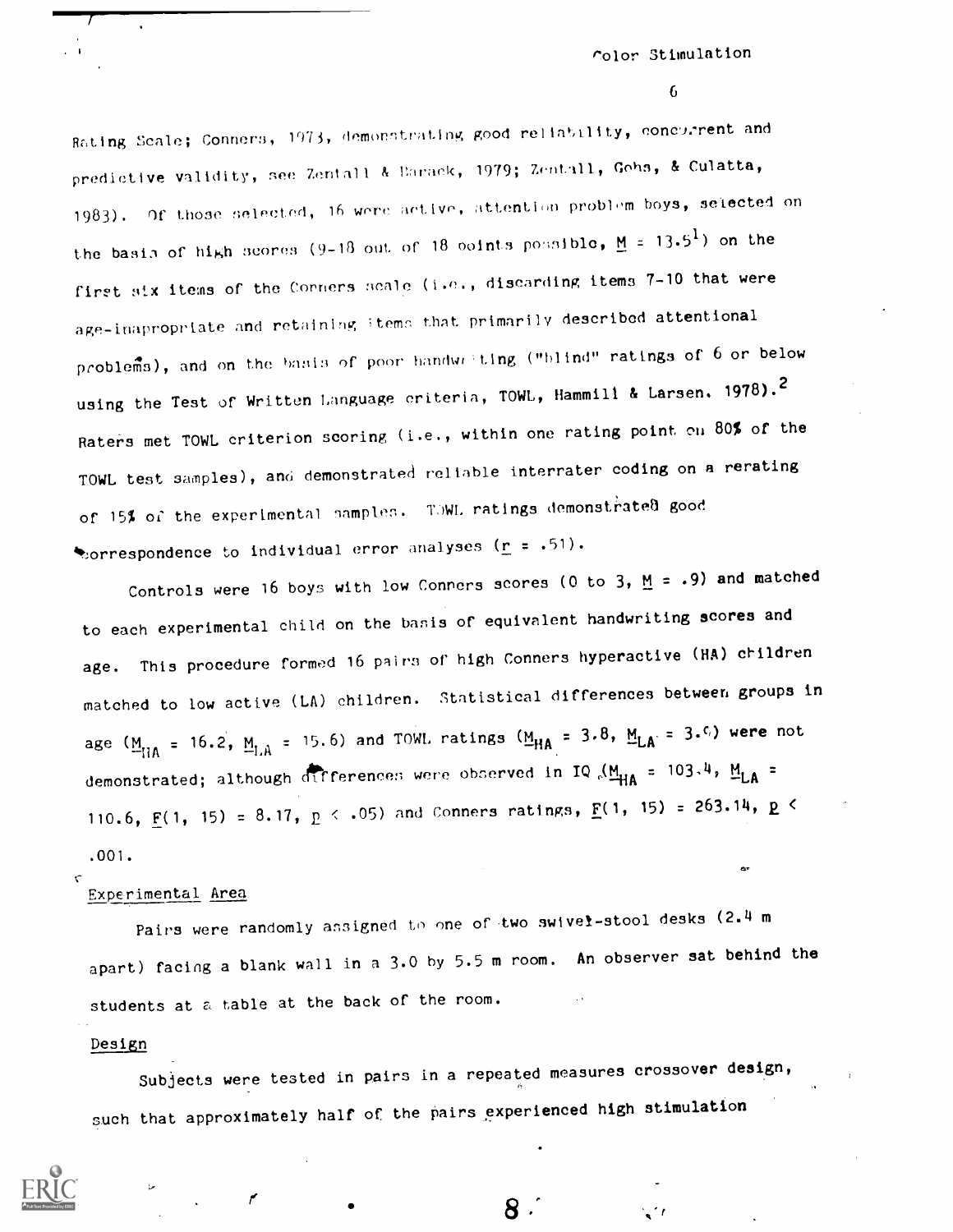Rating Scale; Conners, 1973, demonstrating good reliability, concurrent and predictive validity, see Zentall & Barack, 1979; Zentall, Gohs, & Culatta, 1983). Of those selected, 16 were active, attention problem boys, selected on the basis of high scores (9-18 out of 18 points possible, $M$ = 13.5[1]) on the first six items of the Conners scale (i.e., discarding items 7-10 that were age-inappropriate and retaining items that primarily described attentional problems), and on the basis of poor handwriting ("blind" ratings of 6 or below using the Test of Written Language criteria, TOWL, Hammill & Larsen, 1978).[2] Raters met TOWL criterion scoring (i.e., within one rating point on 80% of the TOWL test samples), and demonstrated reliable interrater coding on a rerating of 15% of the experimental samples. TOWL ratings demonstrated good correspondence to individual error analyses ($r$ = .51).

Controls were 16 boys with low Conners scores (0 to 3, $M$ = .9) and matched to each experimental child on the basis of equivalent handwriting scores and age. This procedure formed 16 pairs of high Conners hyperactive (HA) children matched to low active (LA) children. Statistical differences between groups in age ($M_{HA}$ = 16.2, $M_{LA}$ = 15.6) and TOWL ratings ($M_{HA}$ = 3.8, $M_{LA}$ = 3.0) were not demonstrated; although differences were observed in IQ ($M_{HA}$ = 103.4, $M_{LA}$ = 110.6, $F(1, 15) = 8.17$, $p < .05$) and Conners ratings, $F(1, 15) = 263.14$, $p < .001$.

## Experimental Area

Pairs were randomly assigned to one of two swivel-stool desks (2.4 m apart) facing a blank wall in a 3.0 by 5.5 m room. An observer sat behind the students at a table at the back of the room.

## Design

Subjects were tested in pairs in a repeated measures crossover design, such that approximately half of the pairs experienced high stimulation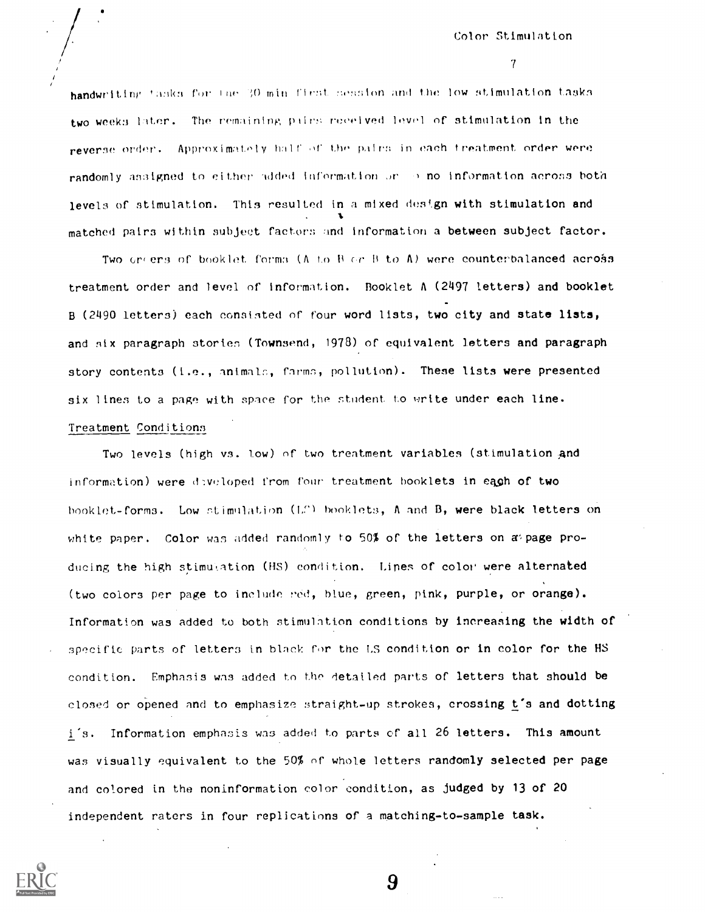handwriting tasks for the 30 min first session and the low stimulation tasks two weeks later. The remaining pairs received level of stimulation in the reverse order. Approximately half of the pairs in each treatment order were randomly assigned to either added information or no information across both levels of stimulation. This resulted in a mixed design with stimulation and matched pairs within subject factors and information a between subject factor.

Two orders of booklet forms (A to B or B to A) were counterbalanced across treatment order and level of information. Booklet A (2497 letters) and booklet B (2490 letters) each consisted of four word lists, two city and state lists, and six paragraph stories (Townsend, 1978) of equivalent letters and paragraph story contents (i.e., animals, farms, pollution). These lists were presented six lines to a page with space for the student to write under each line.

Treatment Conditions

Two levels (high vs. low) of two treatment variables (stimulation and information) were developed from four treatment booklets in each of two booklet-forms. Low stimulation (LS) booklets, A and B, were black letters on white paper. Color was added randomly to 50% of the letters on a page producing the high stimulation (HS) condition. Lines of color were alternated (two colors per page to include red, blue, green, pink, purple, or orange). Information was added to both stimulation conditions by increasing the width of specific parts of letters in black for the LS condition or in color for the HS condition. Emphasis was added to the detailed parts of letters that should be closed or opened and to emphasize straight-up strokes, crossing t's and dotting i's. Information emphasis was added to parts of all 26 letters. This amount was visually equivalent to the 50% of whole letters randomly selected per page and colored in the noninformation color condition, as judged by 13 of 20 independent raters in four replications of a matching-to-sample task.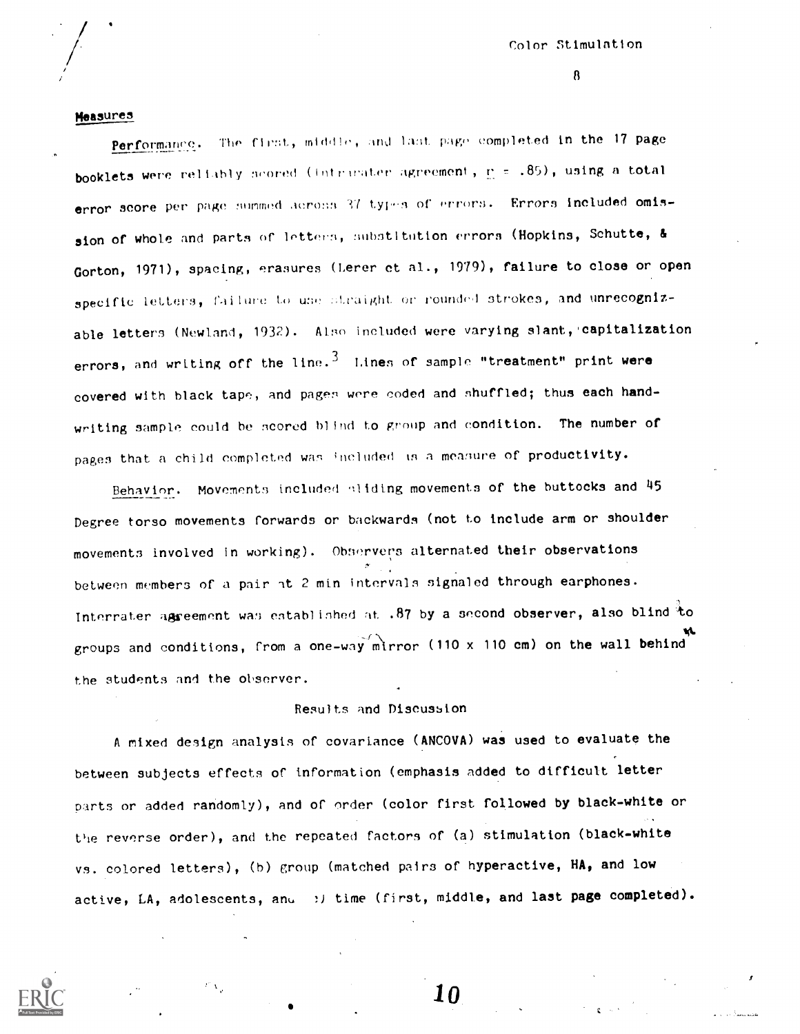### Measures

*Performance.* The first, middle, and last page completed in the 17 page booklets were reliably scored (intrarater agreement, $r = .85$), using a total error score per page summed across 37 types of errors. Errors included omission of whole and parts of letters, substitution errors (Hopkins, Schutte, & Gorton, 1971), spacing, erasures (Lerer et al., 1979), failure to close or open specific letters, failure to use straight or rounded strokes, and unrecognizable letters (Newland, 1932). Also included were varying slant, capitalization errors, and writing off the line.[3] Lines of sample "treatment" print were covered with black tape, and pages were coded and shuffled; thus each handwriting sample could be scored blind to group and condition. The number of pages that a child completed was included as a measure of productivity.

*Behavior.* Movements included sliding movements of the buttocks and 45 Degree torso movements forwards or backwards (not to include arm or shoulder movements involved in working). Observers alternated their observations between members of a pair at 2 min intervals signaled through earphones. Interrater agreement was established at .87 by a second observer, also blind to groups and conditions, from a one-way mirror (110 x 110 cm) on the wall behind the students and the observer.

## Results and Discussion

A mixed design analysis of covariance (ANCOVA) was used to evaluate the between subjects effects of information (emphasis added to difficult letter parts or added randomly), and of order (color first followed by black-white or the reverse order), and the repeated factors of (a) stimulation (black-white vs. colored letters), (b) group (matched pairs of hyperactive, HA, and low active, LA, adolescents, and (c) time (first, middle, and last page completed).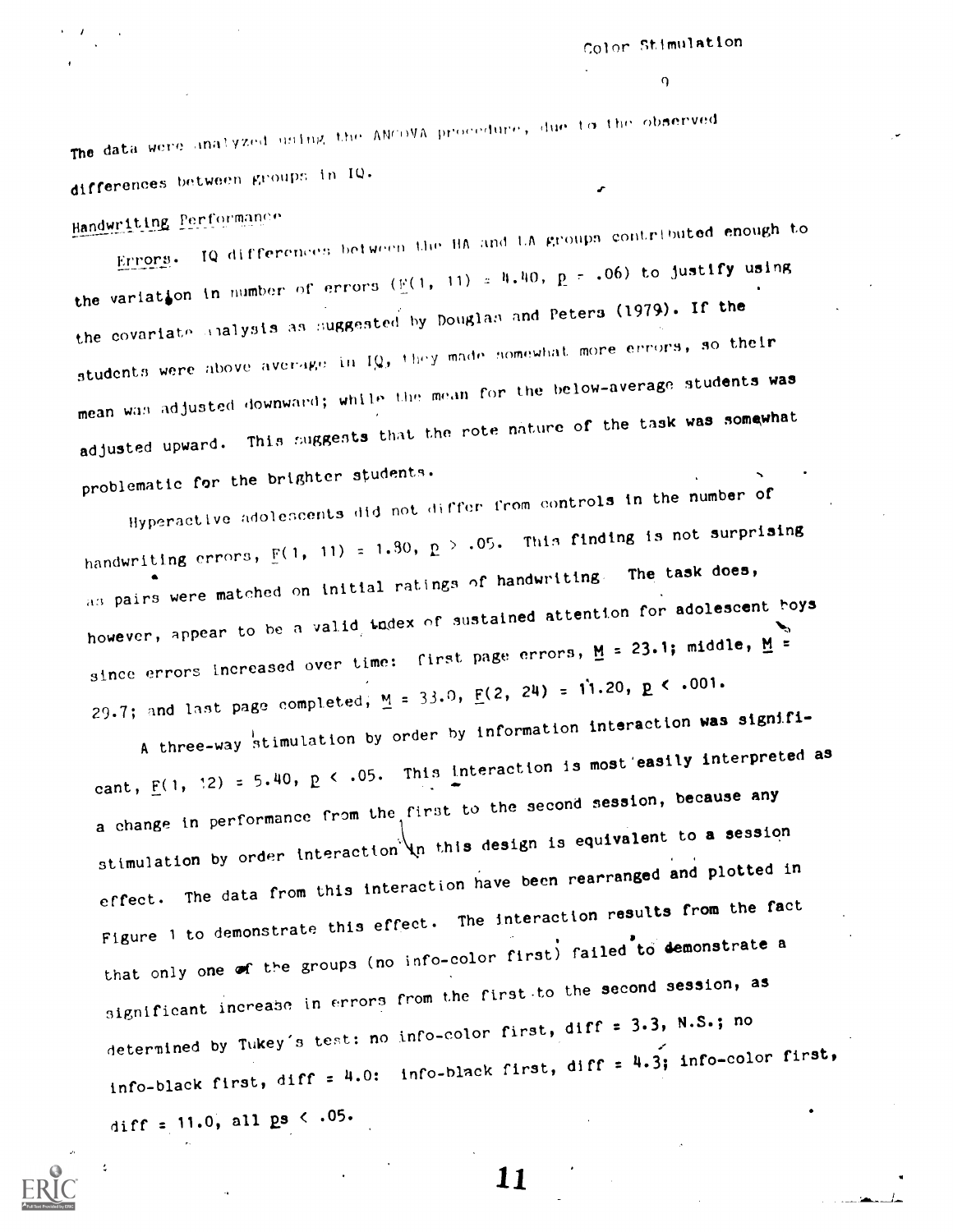The data were analyzed using the ANCOVA procedure, due to the observed differences between groups in IQ.

## Handwriting Performance

*Errors.* IQ differences between the HA and LA groups contributed enough to the variation in number of errors ($F(1, 11) = 4.40$, $p = .06$) to justify using the covariate analysis as suggested by Douglas and Peters (1979). If the students were above average in IQ, they made somewhat more errors, so their mean was adjusted downward; while the mean for the below-average students was adjusted upward. This suggests that the rote nature of the task was somewhat problematic for the brighter students.

Hyperactive adolescents did not differ from controls in the number of handwriting errors, $F(1, 11) = 1.80$, $p > .05$. This finding is not surprising as pairs were matched on initial ratings of handwriting. The task does, however, appear to be a valid index of sustained attention for adolescent boys since errors increased over time: first page errors, $M = 23.1$; middle, $M = 29.7$; and last page completed, $M = 33.0$, $F(2, 24) = 11.20$, $p < .001$.

A three-way stimulation by order by information interaction was significant, $F(1, 12) = 5.40$, $p < .05$. This interaction is most easily interpreted as a change in performance from the first to the second session, because any stimulation by order interaction in this design is equivalent to a session effect. The data from this interaction have been rearranged and plotted in Figure 1 to demonstrate this effect. The interaction results from the fact that only one of the groups (no info-color first) failed to demonstrate a significant increase in errors from the first to the second session, as determined by Tukey's test: no info-color first, diff = 3.3, N.S.; no info-black first, diff = 4.0: info-black first, diff = 4.3; info-color first, diff = 11.0, all $p$s $< .05$.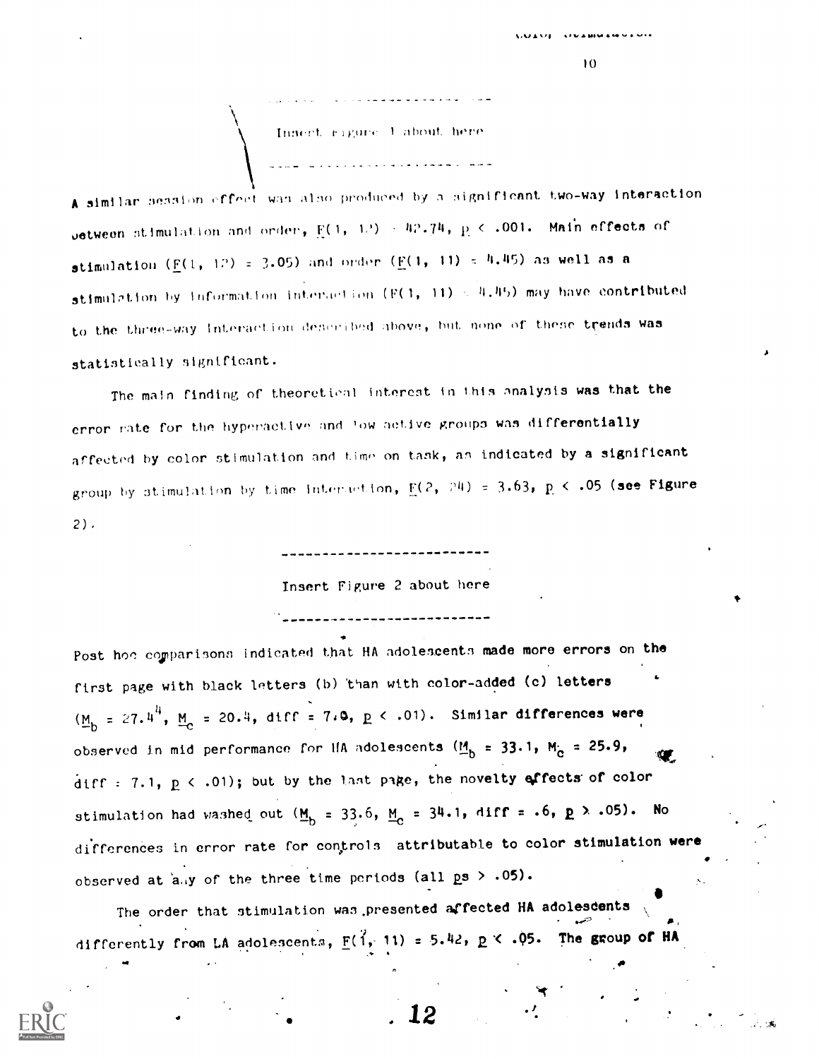Insert Figure 1 about here

A similar session effect was also produced by a significant two-way interaction between stimulation and order, $F(1, 12) = 42.74$, $p < .001$. Main effects of stimulation ($F(1, 12) = 3.05$) and order ($F(1, 11) = 4.45$) as well as a stimulation by information interaction ($F(1, 11) = 4.45$) may have contributed to the three-way interaction described above, but none of these trends was statistically significant.

The main finding of theoretical interest in this analysis was that the error rate for the hyperactive and low active groups was differentially affected by color stimulation and time on task, as indicated by a significant group by stimulation by time interaction, $F(2, 24) = 3.63$, $p < .05$ (see Figure 2).

Insert Figure 2 about here

Post hoc comparisons indicated that HA adolescents made more errors on the first page with black letters (b) than with color-added (c) letters ($M_b = 27.44$, $M_c = 20.4$, diff = 7.0, $p < .01$). Similar differences were observed in mid performance for HA adolescents ($M_b = 33.1$, $M_c = 25.9$, diff = 7.1, $p < .01$); but by the last page, the novelty effects of color stimulation had washed out ($M_b = 33.6$, $M_c = 34.1$, diff = .6, $p > .05$). No differences in error rate for controls attributable to color stimulation were observed at any of the three time periods (all $ps > .05$).

The order that stimulation was presented affected HA adolescents differently from LA adolescents, $F(1, 11) = 5.42$, $p < .05$. The group of HA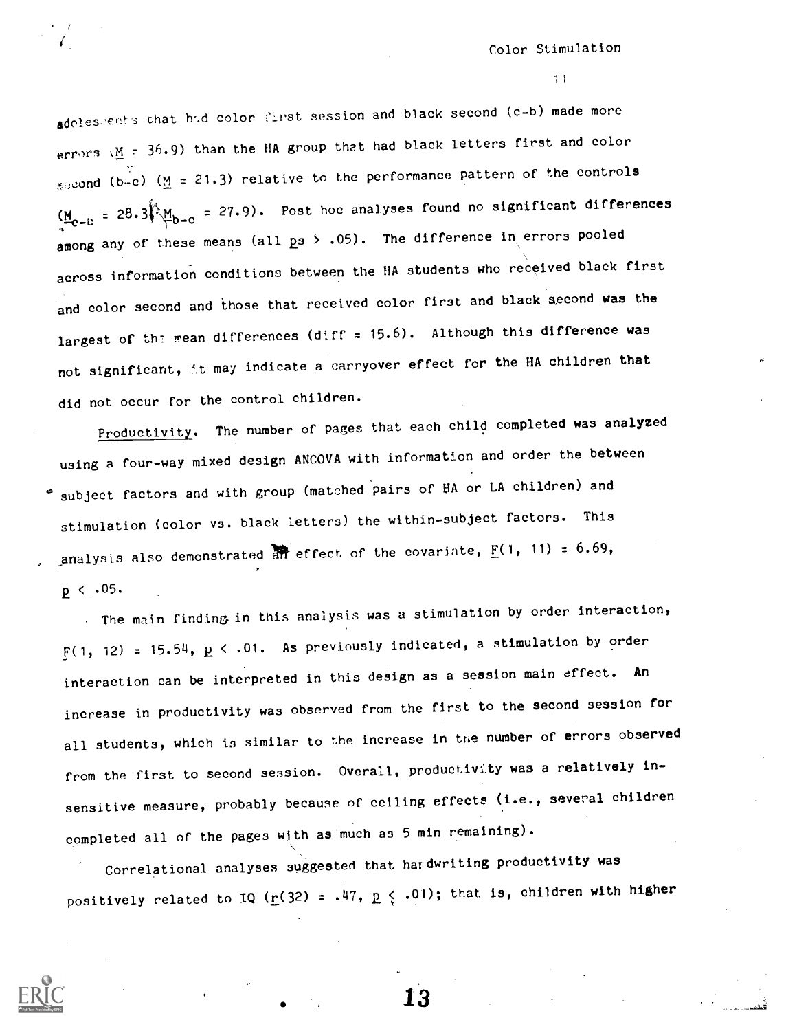adolescents that had color first session and black second (c-b) made more errors ($M$ = 36.9) than the HA group that had black letters first and color second (b-c) ($M$ = 21.3) relative to the performance pattern of the controls ($M_{c-b}$ = 28.3, $M_{b-c}$ = 27.9). Post hoc analyses found no significant differences among any of these means (all $p$s > .05). The difference in errors pooled across information conditions between the HA students who received black first and color second and those that received color first and black second was the largest of the mean differences (diff = 15.6). Although this difference was not significant, it may indicate a carryover effect for the HA children that did not occur for the control children.

Productivity. The number of pages that each child completed was analyzed using a four-way mixed design ANCOVA with information and order the between subject factors and with group (matched pairs of HA or LA children) and stimulation (color vs. black letters) the within-subject factors. This analysis also demonstrated an effect of the covariate, $F(1, 11) = 6.69$, $p < .05$.

The main finding in this analysis was a stimulation by order interaction, $F(1, 12) = 15.54$, $p < .01$. As previously indicated, a stimulation by order interaction can be interpreted in this design as a session main effect. An increase in productivity was observed from the first to the second session for all students, which is similar to the increase in the number of errors observed from the first to second session. Overall, productivity was a relatively insensitive measure, probably because of ceiling effects (i.e., several children completed all of the pages with as much as 5 min remaining).

Correlational analyses suggested that handwriting productivity was positively related to IQ ($r(32) = .47$, $p \leq .01$); that is, children with higher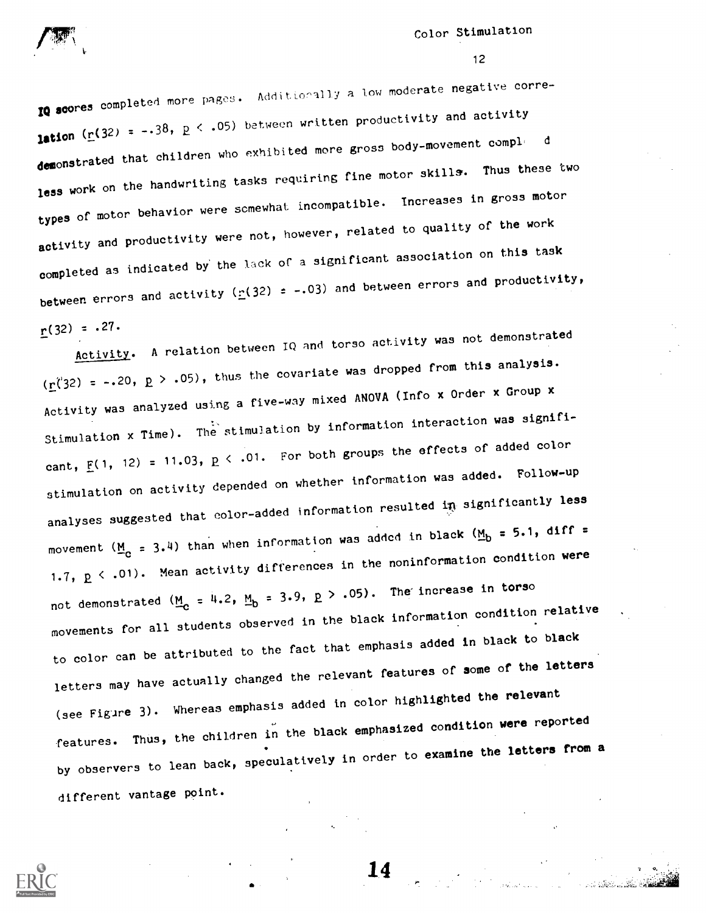IQ scores completed more pages. Additionally a low moderate negative correlation ($r(32) = -.38$, $p < .05$) between written productivity and activity demonstrated that children who exhibited more gross body-movement completed less work on the handwriting tasks requiring fine motor skills. Thus these two types of motor behavior were somewhat incompatible. Increases in gross motor activity and productivity were not, however, related to quality of the work completed as indicated by the lack of a significant association on this task between errors and activity ($r(32) = -.03$) and between errors and productivity, $r(32) = .27$.

*Activity*. A relation between IQ and torso activity was not demonstrated ($r(32) = -.20$, $p > .05$), thus the covariate was dropped from this analysis. Activity was analyzed using a five-way mixed ANOVA (Info x Order x Group x Stimulation x Time). The stimulation by information interaction was significant, $F(1, 12) = 11.03$, $p < .01$. For both groups the effects of added color stimulation on activity depended on whether information was added. Follow-up analyses suggested that color-added information resulted in significantly less movement ($M_c = 3.4$) than when information was added in black ($M_b = 5.1$, diff = 1.7, $p < .01$). Mean activity differences in the noninformation condition were not demonstrated ($M_c = 4.2$, $M_b = 3.9$, $p > .05$). The increase in torso movements for all students observed in the black information condition relative to color can be attributed to the fact that emphasis added in black to black letters may have actually changed the relevant features of some of the letters (see Figure 3). Whereas emphasis added in color highlighted the relevant features. Thus, the children in the black emphasized condition were reported by observers to lean back, speculatively in order to examine the letters from a different vantage point.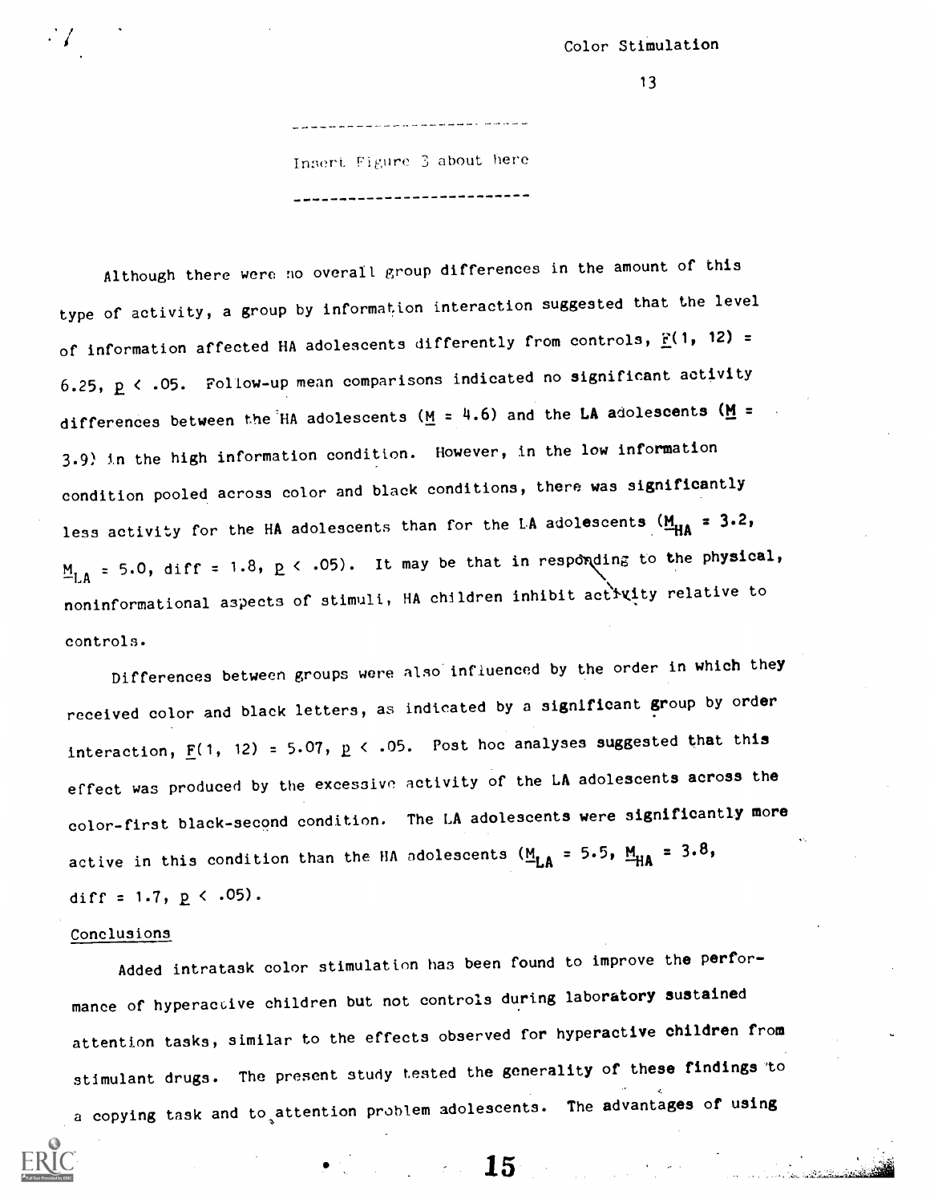---

Insert Figure 3 about here

---

Although there were no overall group differences in the amount of this type of activity, a group by information interaction suggested that the level of information affected HA adolescents differently from controls, $F(1, 12) = 6.25$, $p < .05$. Follow-up mean comparisons indicated no significant activity differences between the HA adolescents ($M = 4.6$) and the LA adolescents ($M = 3.9$) in the high information condition. However, in the low information condition pooled across color and black conditions, there was significantly less activity for the HA adolescents than for the LA adolescents ($M_{HA} = 3.2$, $M_{LA} = 5.0$, diff = 1.8, $p < .05$). It may be that in responding to the physical, noninformational aspects of stimuli, HA children inhibit activity relative to controls.

Differences between groups were also influenced by the order in which they received color and black letters, as indicated by a significant group by order interaction, $F(1, 12) = 5.07$, $p < .05$. Post hoc analyses suggested that this effect was produced by the excessive activity of the LA adolescents across the color-first black-second condition. The LA adolescents were significantly more active in this condition than the HA adolescents ($M_{LA} = 5.5$, $M_{HA} = 3.8$, diff = 1.7, $p < .05$).

## Conclusions

Added intratask color stimulation has been found to improve the performance of hyperactive children but not controls during laboratory sustained attention tasks, similar to the effects observed for hyperactive children from stimulant drugs. The present study tested the generality of these findings to a copying task and to attention problem adolescents. The advantages of using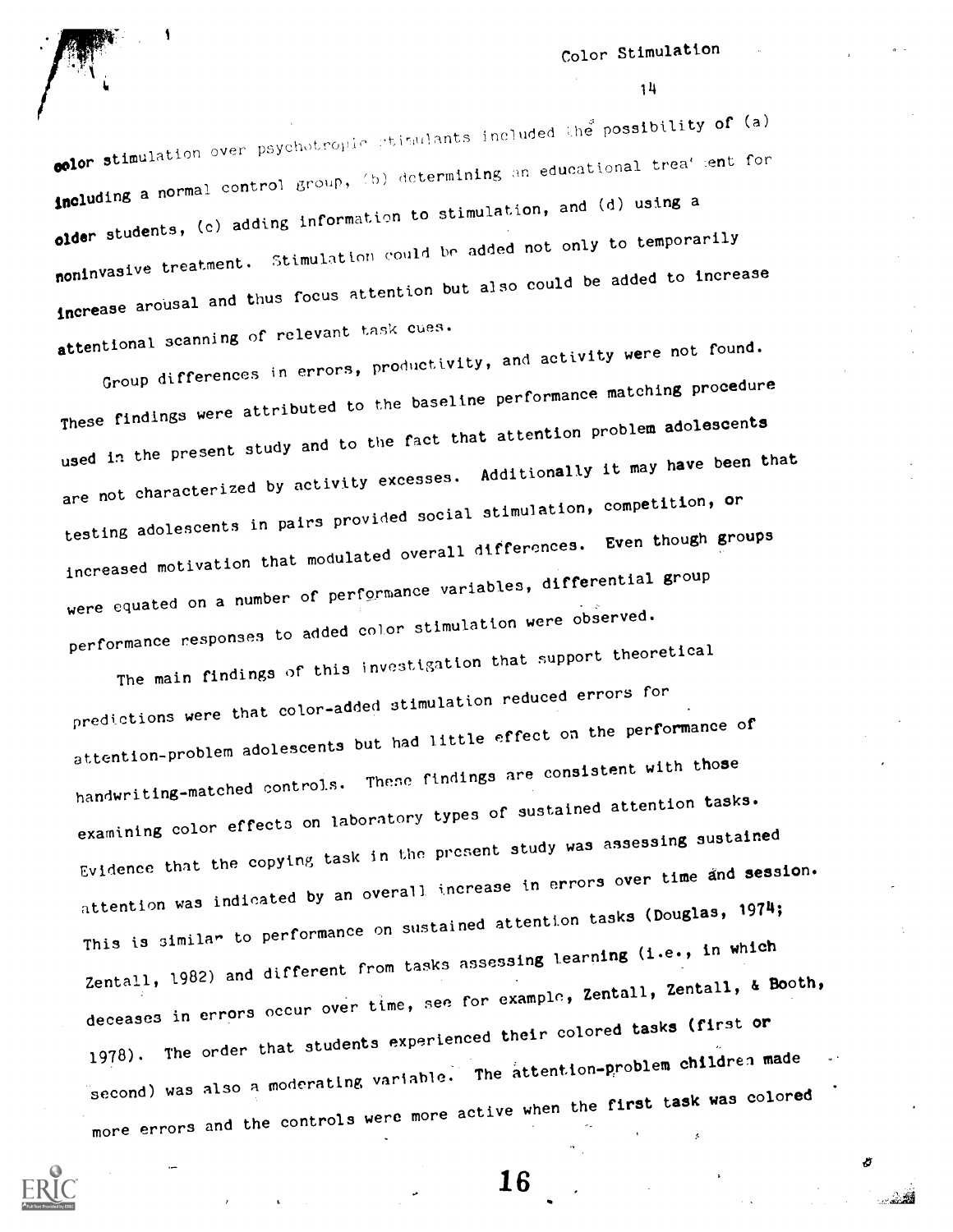color stimulation over psychotropic stimulants included the possibility of (a) including a normal control group, (b) determining an educational treatment for older students, (c) adding information to stimulation, and (d) using a noninvasive treatment. Stimulation could be added not only to temporarily increase arousal and thus focus attention but also could be added to increase attentional scanning of relevant task cues.

Group differences in errors, productivity, and activity were not found. These findings were attributed to the baseline performance matching procedure used in the present study and to the fact that attention problem adolescents are not characterized by activity excesses. Additionally it may have been that testing adolescents in pairs provided social stimulation, competition, or increased motivation that modulated overall differences. Even though groups were equated on a number of performance variables, differential group performance responses to added color stimulation were observed.

The main findings of this investigation that support theoretical predictions were that color-added stimulation reduced errors for attention-problem adolescents but had little effect on the performance of handwriting-matched controls. These findings are consistent with those examining color effects on laboratory types of sustained attention tasks. Evidence that the copying task in the present study was assessing sustained attention was indicated by an overall increase in errors over time and session. This is similar to performance on sustained attention tasks (Douglas, 1974; Zentall, 1982) and different from tasks assessing learning (i.e., in which deceases in errors occur over time, see for example, Zentall, Zentall, & Booth, 1978). The order that students experienced their colored tasks (first or second) was also a moderating variable. The attention-problem children made more errors and the controls were more active when the first task was colored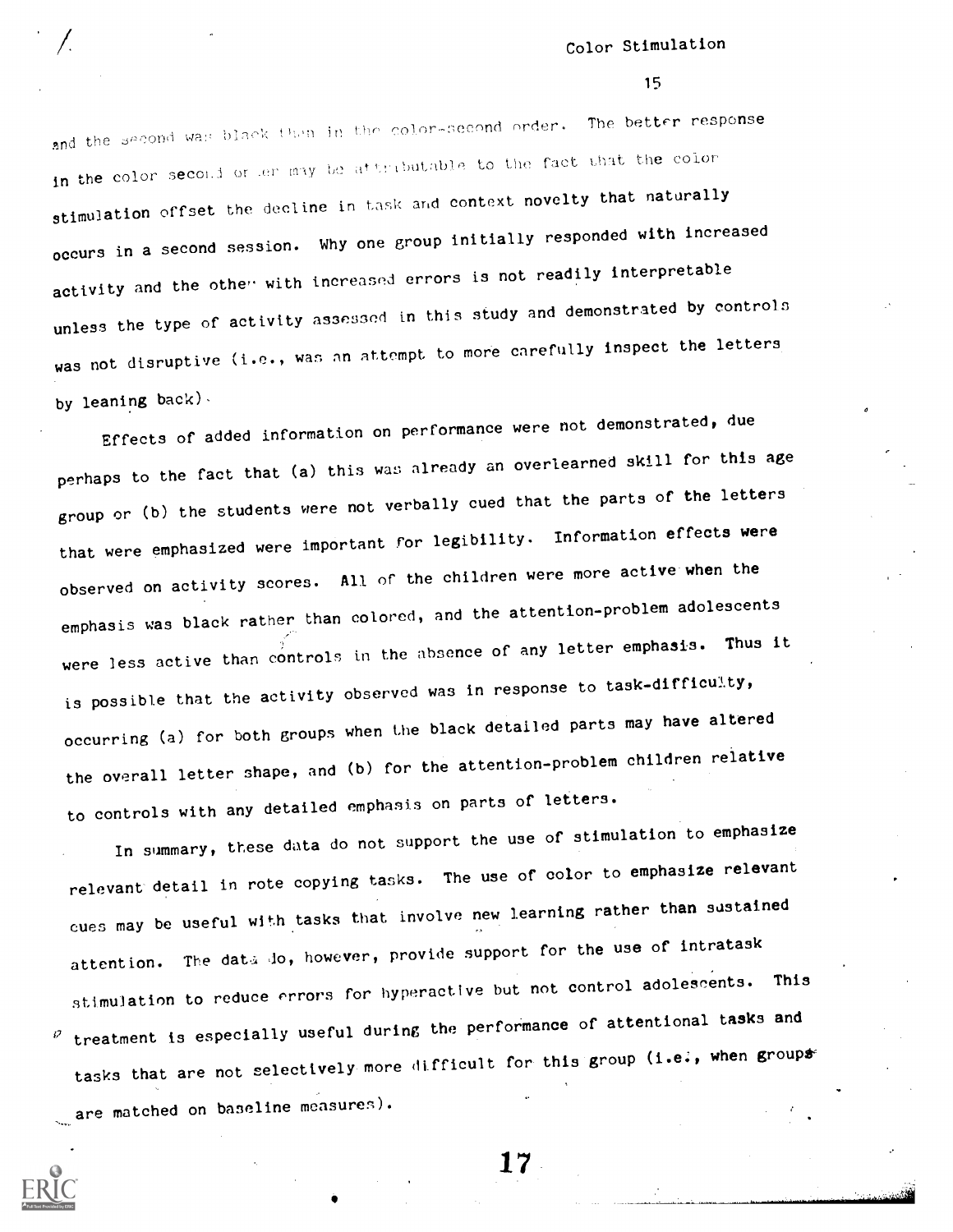and the second was black than in the color-second order. The better response in the color second order may be attributable to the fact that the color stimulation offset the decline in task and context novelty that naturally occurs in a second session. Why one group initially responded with increased activity and the other with increased errors is not readily interpretable unless the type of activity assessed in this study and demonstrated by controls was not disruptive (i.e., was an attempt to more carefully inspect the letters by leaning back).

Effects of added information on performance were not demonstrated, due perhaps to the fact that (a) this was already an overlearned skill for this age group or (b) the students were not verbally cued that the parts of the letters that were emphasized were important for legibility. Information effects were observed on activity scores. All of the children were more active when the emphasis was black rather than colored, and the attention-problem adolescents were less active than controls in the absence of any letter emphasis. Thus it is possible that the activity observed was in response to task-difficulty, occurring (a) for both groups when the black detailed parts may have altered the overall letter shape, and (b) for the attention-problem children relative to controls with any detailed emphasis on parts of letters.

In summary, these data do not support the use of stimulation to emphasize relevant detail in rote copying tasks. The use of color to emphasize relevant cues may be useful with tasks that involve new learning rather than sustained attention. The data do, however, provide support for the use of intratask stimulation to reduce errors for hyperactive but not control adolescents. This treatment is especially useful during the performance of attentional tasks and tasks that are not selectively more difficult for this group (i.e., when groups are matched on baseline measures).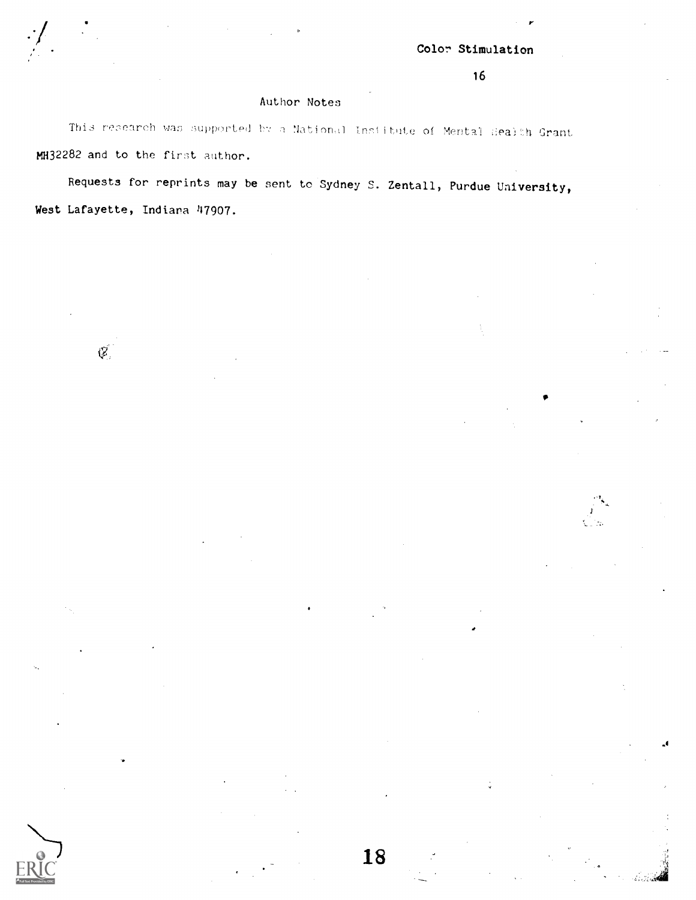## Author Notes

This research was supported by a National Institute of Mental Health Grant MH32282 and to the first author.

Requests for reprints may be sent to Sydney S. Zentall, Purdue University, West Lafayette, Indiana 47907.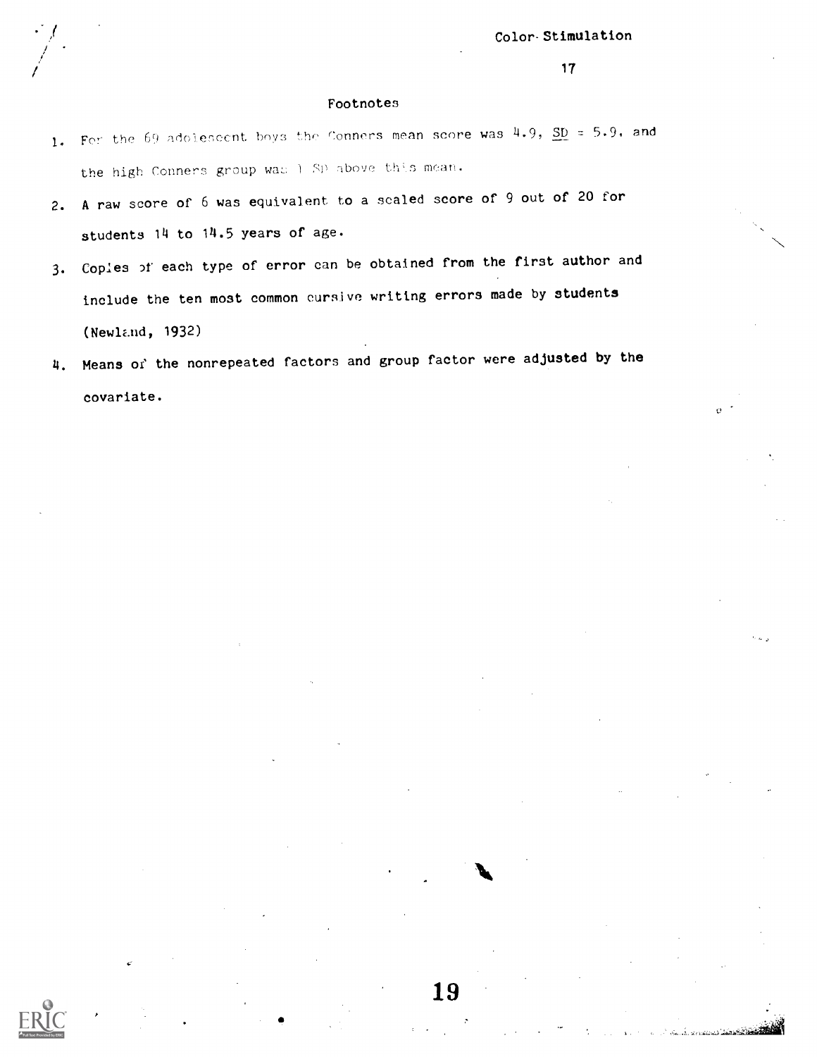# Footnotes

1. For the 69 adolescent boys the Conners mean score was 4.9, SD = 5.9, and the high Conners group was 1 SD above this mean.
2. A raw score of 6 was equivalent to a scaled score of 9 out of 20 for students 14 to 14.5 years of age.
3. Copies of each type of error can be obtained from the first author and include the ten most common cursive writing errors made by students (Newland, 1932)
4. Means of the nonrepeated factors and group factor were adjusted by the covariate.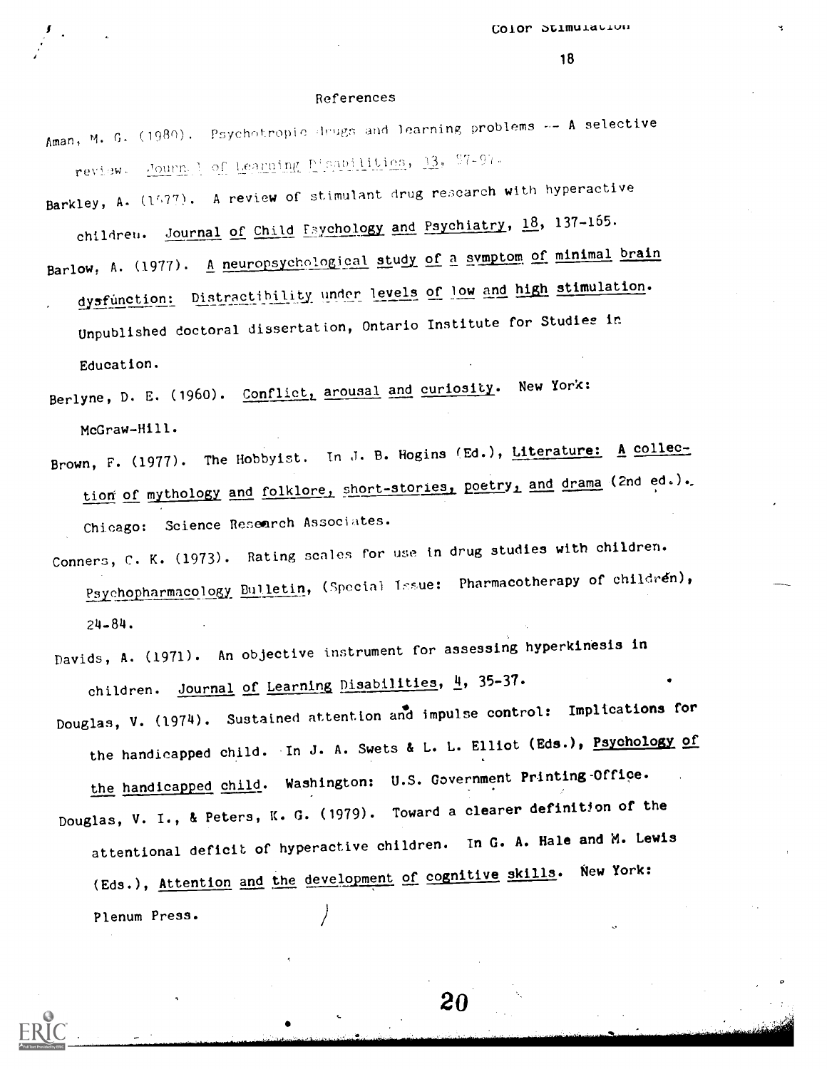## References

Aman, M. G. (1980). Psychotropic drugs and learning problems -- A selective review. Journal of Learning Disabilities, 13, 87-97.

Barkley, A. (1977). A review of stimulant drug research with hyperactive children. Journal of Child Psychology and Psychiatry, 18, 137-165.

Barlow, A. (1977). A neuropsychological study of a symptom of minimal brain dysfunction: Distractibility under levels of low and high stimulation. Unpublished doctoral dissertation, Ontario Institute for Studies in Education.

Berlyne, D. E. (1960). Conflict, arousal and curiosity. New York: McGraw-Hill.

Brown, F. (1977). The Hobbyist. In J. B. Hogins (Ed.), Literature: A collection of mythology and folklore, short-stories, poetry, and drama (2nd ed.). Chicago: Science Research Associates.

Conners, C. K. (1973). Rating scales for use in drug studies with children. Psychopharmacology Bulletin, (Special Issue: Pharmacotherapy of children), 24-84.

Davids, A. (1971). An objective instrument for assessing hyperkinesis in children. Journal of Learning Disabilities, 4, 35-37.

Douglas, V. (1974). Sustained attention and impulse control: Implications for the handicapped child. In J. A. Swets & L. L. Elliot (Eds.), Psychology of the handicapped child. Washington: U.S. Government Printing Office.

Douglas, V. I., & Peters, K. G. (1979). Toward a clearer definition of the attentional deficit of hyperactive children. In G. A. Hale and M. Lewis (Eds.), Attention and the development of cognitive skills. New York: Plenum Press.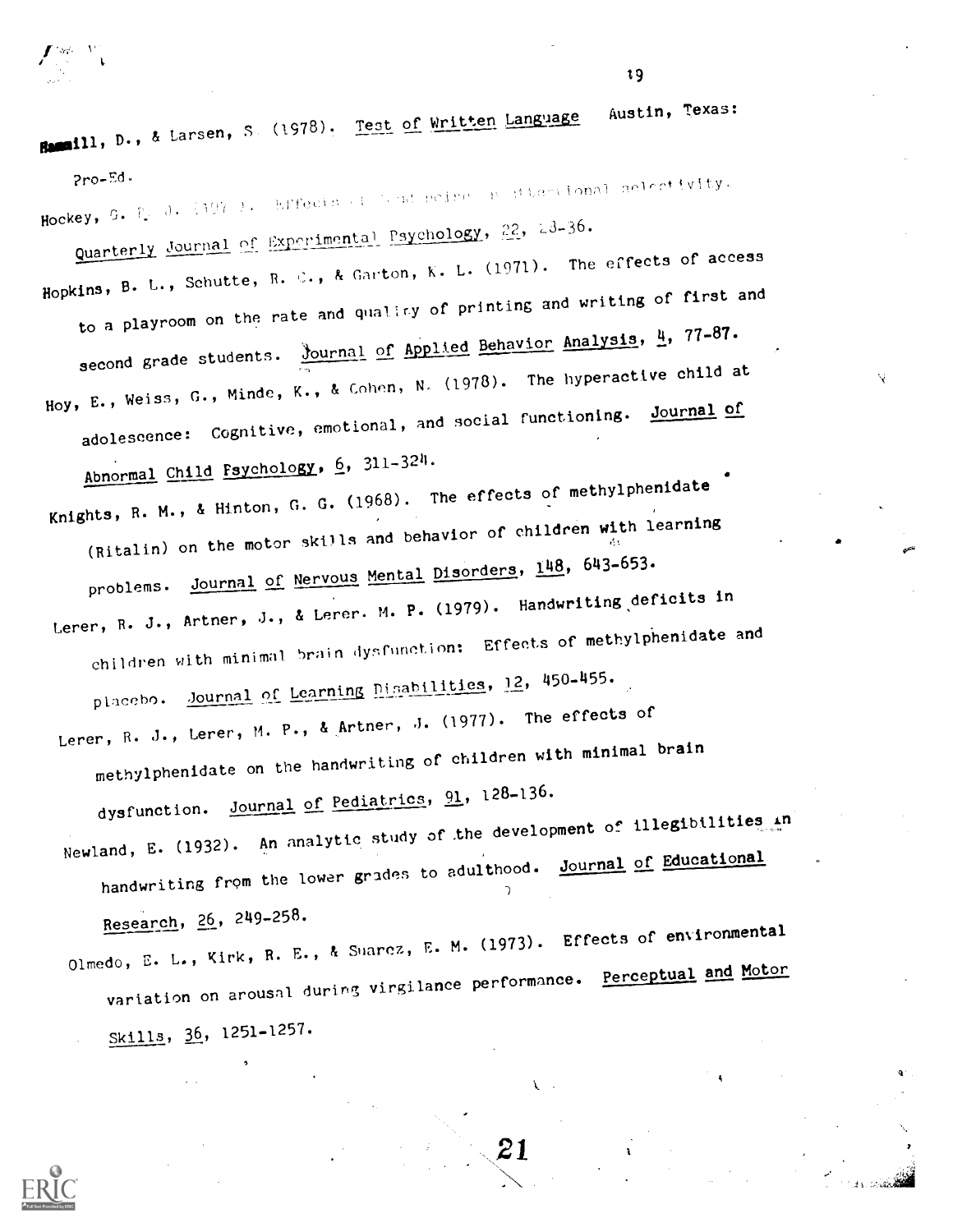Hammill, D., & Larsen, S. (1978). Test of Written Language Austin, Texas: Pro-Ed.

Hockey, G. R. J. (1970). Effects of loud noise on attentional selectivity. Quarterly Journal of Experimental Psychology, 22, 28-36.

Hopkins, B. L., Schutte, R. C., & Garton, K. L. (1971). The effects of access to a playroom on the rate and quality of printing and writing of first and second grade students. Journal of Applied Behavior Analysis, 4, 77-87.

Hoy, E., Weiss, G., Minde, K., & Cohen, N. (1978). The hyperactive child at adolescence: Cognitive, emotional, and social functioning. Journal of Abnormal Child Psychology, 6, 311-324.

Knights, R. M., & Hinton, G. G. (1968). The effects of methylphenidate (Ritalin) on the motor skills and behavior of children with learning problems. Journal of Nervous Mental Disorders, 148, 643-653.

Lerer, R. J., Artner, J., & Lerer. M. P. (1979). Handwriting deficits in children with minimal brain dysfunction: Effects of methylphenidate and placebo. Journal of Learning Disabilities, 12, 450-455.

Lerer, R. J., Lerer, M. P., & Artner, J. (1977). The effects of methylphenidate on the handwriting of children with minimal brain dysfunction. Journal of Pediatrics, 91, 128-136.

Newland, E. (1932). An analytic study of the development of illegibilities in handwriting from the lower grades to adulthood. Journal of Educational Research, 26, 249-258.

Olmedo, E. L., Kirk, R. E., & Suarez, E. M. (1973). Effects of environmental variation on arousal during virgilance performance. Perceptual and Motor Skills, 36, 1251-1257.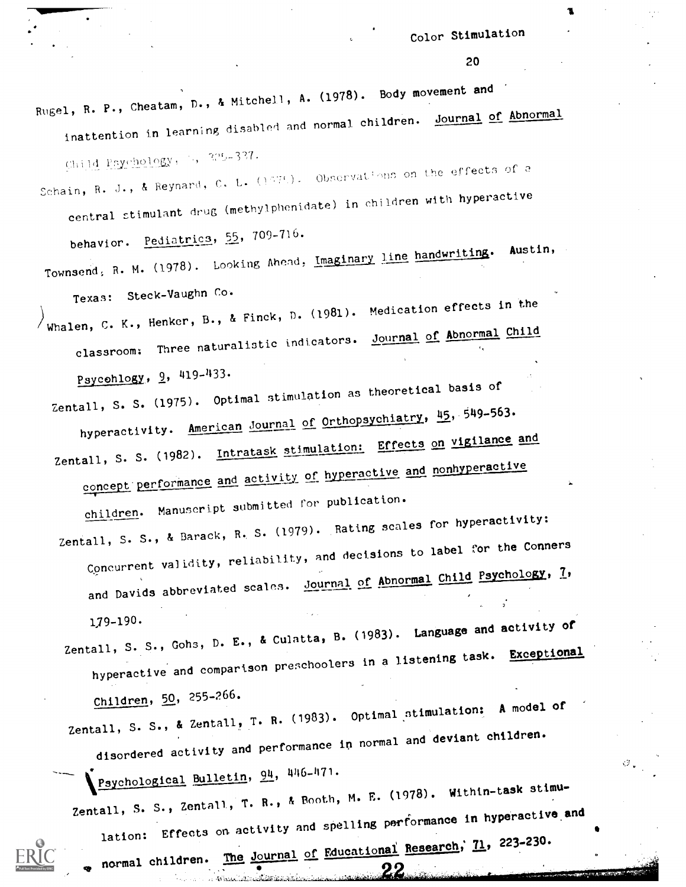Rugel, R. P., Cheatam, D., & Mitchell, A. (1978). Body movement and inattention in learning disabled and normal children. Journal of Abnormal Child Psychology, 6, 325-337.

Schain, R. J., & Reynard, C. L. (1975). Observations on the effects of a central stimulant drug (methylphenidate) in children with hyperactive behavior. Pediatrics, 55, 709-716.

Townsend, R. M. (1978). Looking Ahead, Imaginary line handwriting. Austin, Texas: Steck-Vaughn Co.

Whalen, C. K., Henker, B., & Finck, D. (1981). Medication effects in the classroom: Three naturalistic indicators. Journal of Abnormal Child Psycohlogy, 9, 419-433.

Zentall, S. S. (1975). Optimal stimulation as theoretical basis of hyperactivity. American Journal of Orthopsychiatry, 45, 549-563.

Zentall, S. S. (1982). Intratask stimulation: Effects on vigilance and concept performance and activity of hyperactive and nonhyperactive children. Manuscript submitted for publication.

Zentall, S. S., & Barack, R. S. (1979). Rating scales for hyperactivity: Concurrent validity, reliability, and decisions to label for the Conners and Davids abbreviated scales. Journal of Abnormal Child Psychology, 7, 179-190.

Zentall, S. S., Gohs, D. E., & Culatta, B. (1983). Language and activity of hyperactive and comparison preschoolers in a listening task. Exceptional Children, 50, 255-266.

Zentall, S. S., & Zentall, T. R. (1983). Optimal stimulation: A model of disordered activity and performance in normal and deviant children. Psychological Bulletin, 94, 446-471.

Zentall, S. S., Zentall, T. R., & Booth, M. E. (1978). Within-task stimulation: Effects on activity and spelling performance in hyperactive and normal children. The Journal of Educational Research, 71, 223-230.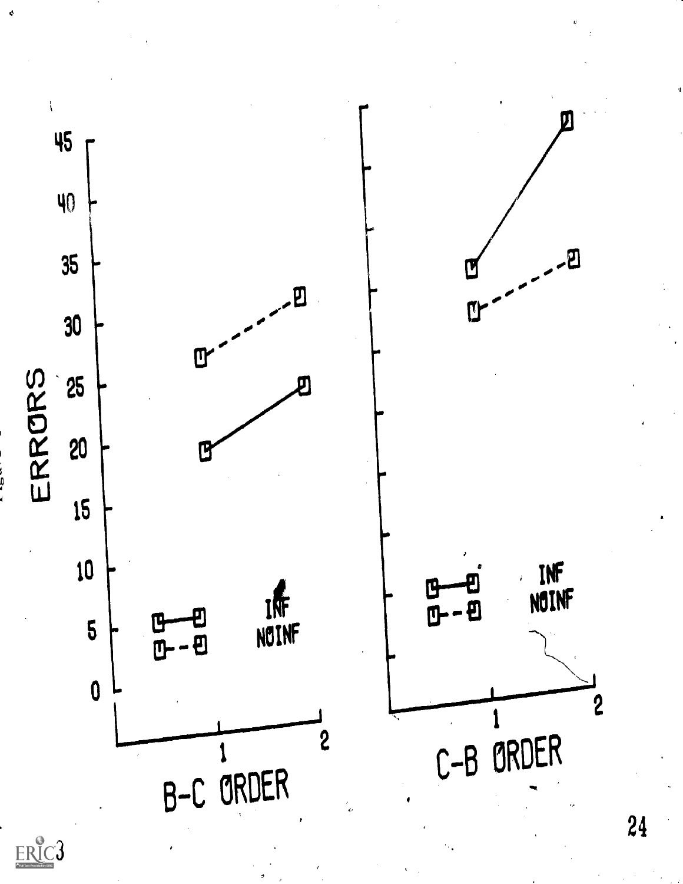ERRORS

45 40 35 30 25 20 15 10 5 0

INF
NOINF

1 2

B-C ORDER

INF
NOINF

1 2

C-B ORDER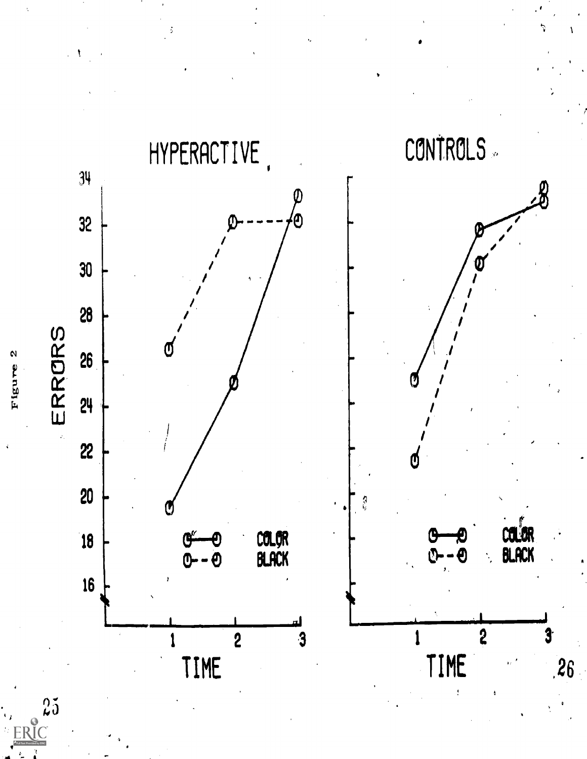Figure 2

HYPERACTIVE

CONTROLS

ERRORS

TIME

COLOR

BLACK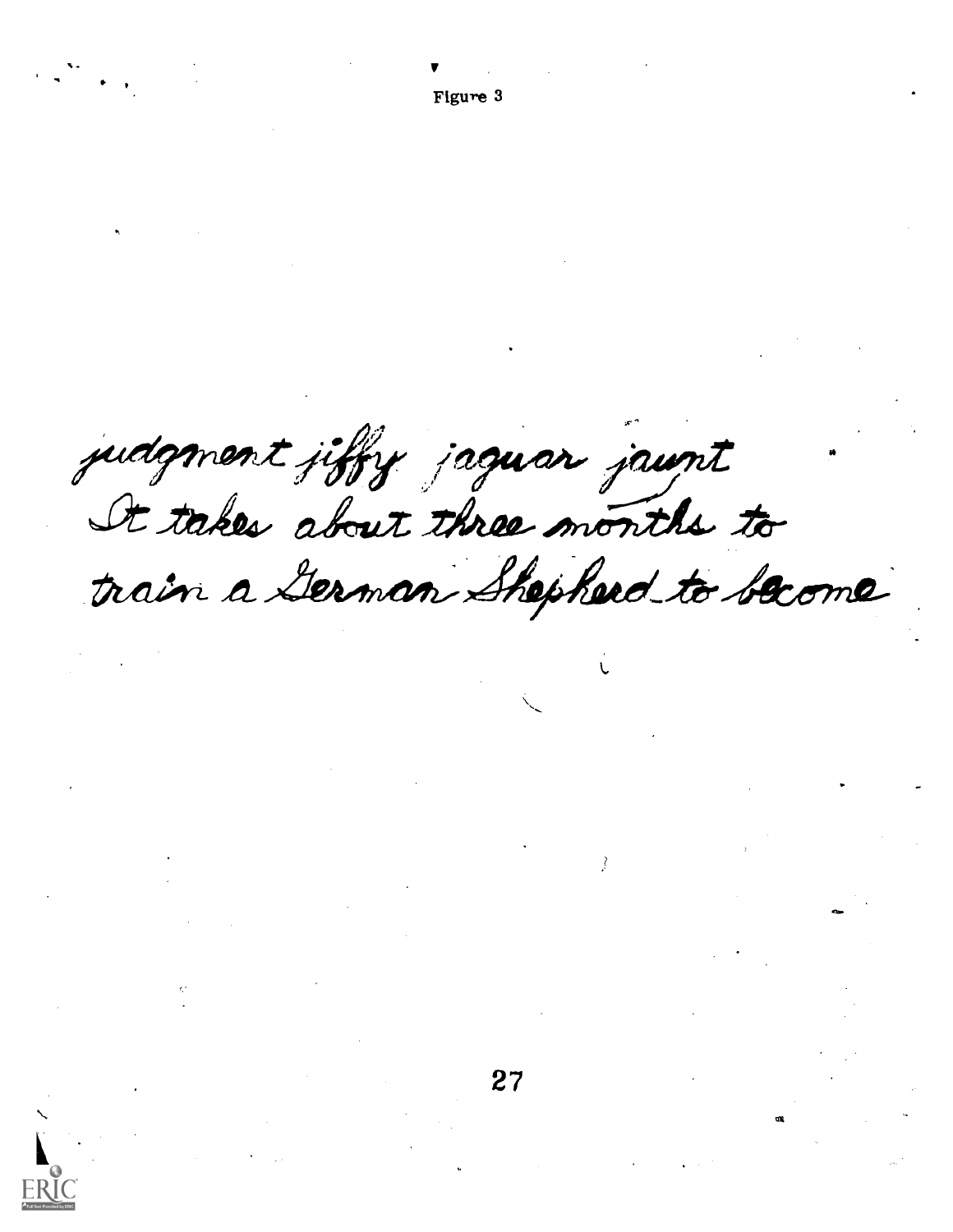Figure 3

judgment jiffy jaguar jaunt
It takes about three months to
train a German Shepherd to become